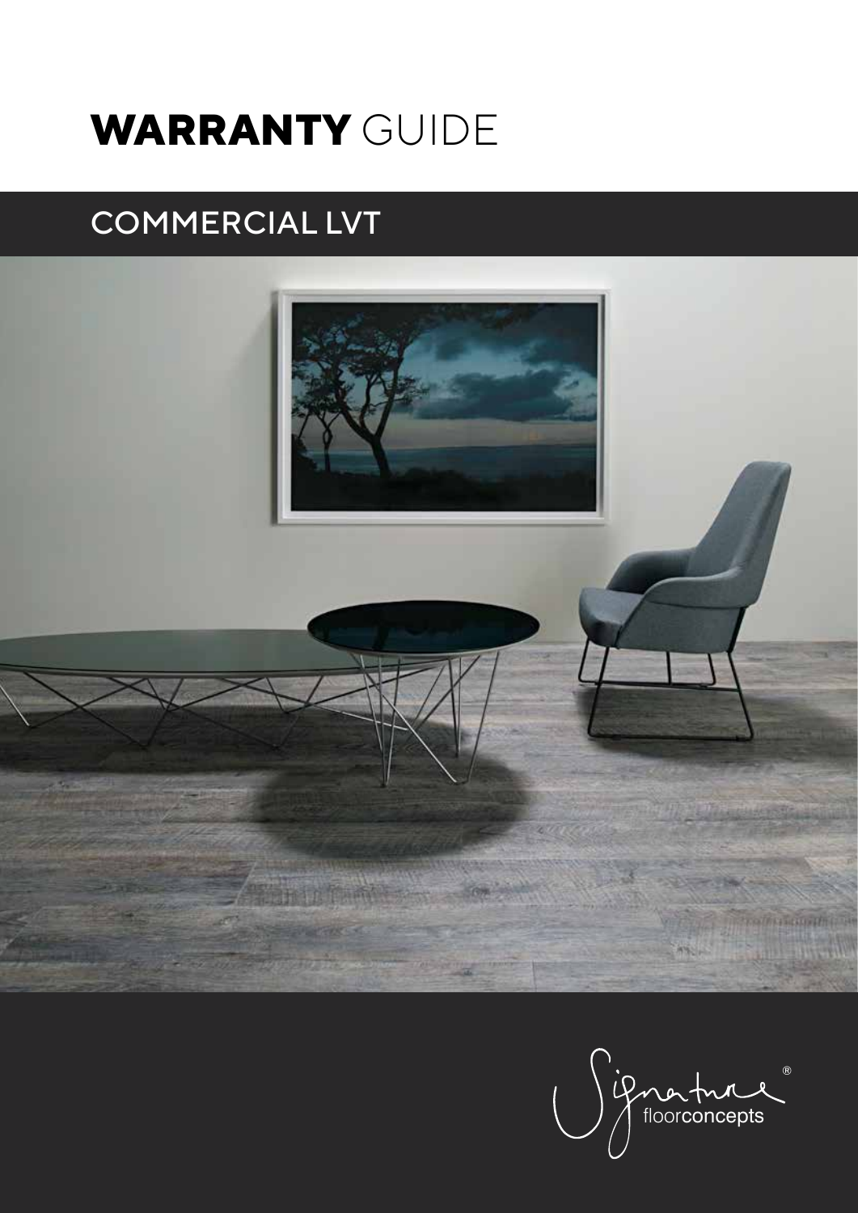# **WARRANTY** GUIDE

## COMMERCIAL LVT

Signature® floorconcepts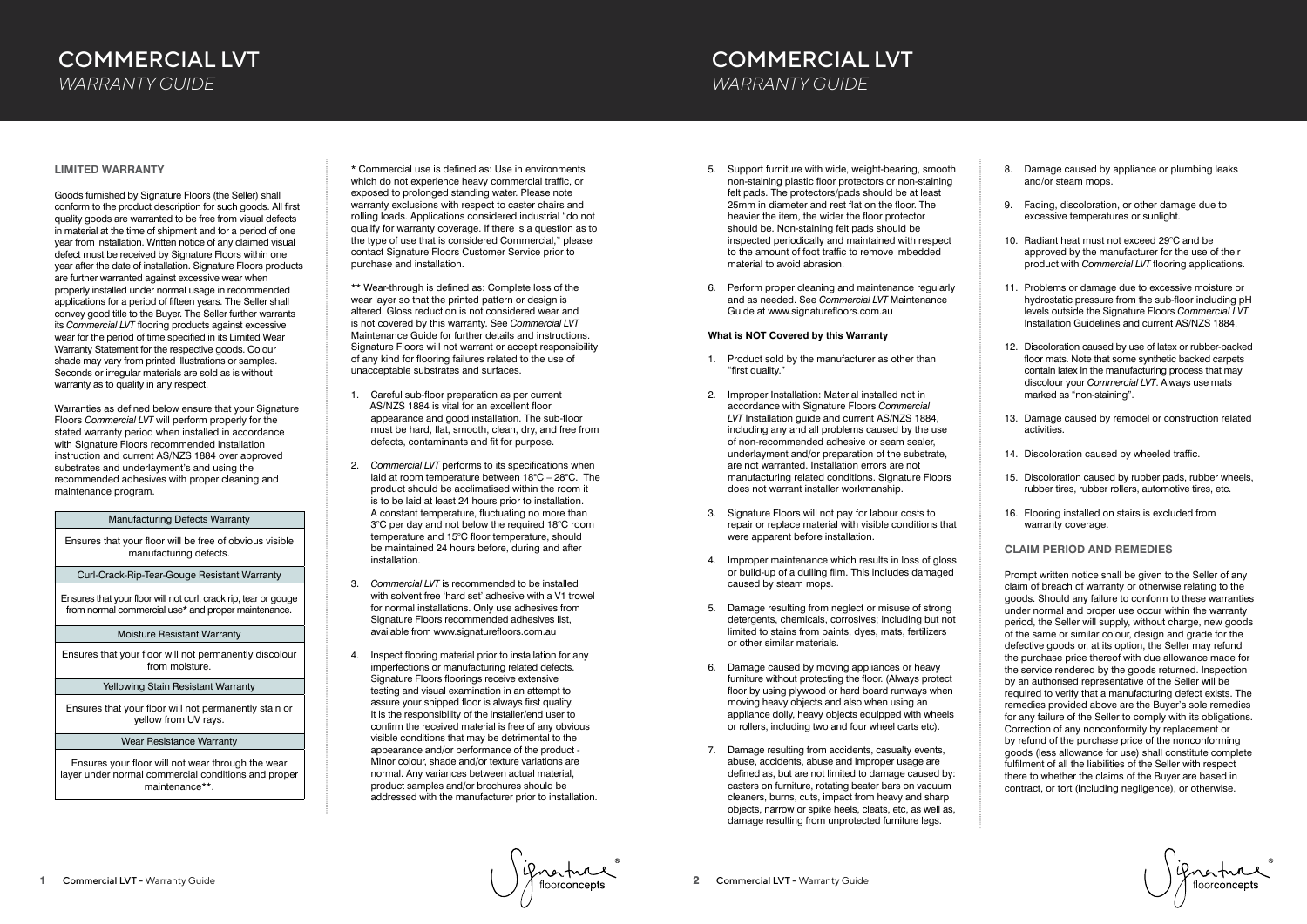# COMMERCIAL LVT

*WARRANTY GUIDE*

### LIMITED WARRANTY

Goods furnished by Signature Floors (the Seller) shall conform to the product description for such goods. All first quality goods are warranted to be free from visual defects in material at the time of shipment and for a period of one year from installation. Written notice of any claimed visual defect must be received by Signature Floors within one year after the date of installation. Signature Floors products are further warranted against excessive wear when properly installed under normal usage in recommended applications for a period of fifteen years. The Seller shall convey good title to the Buyer. The Seller further warrants its *Commercial LVT* flooring products against excessive wear for the period of time specified in its Limited Wear Warranty Statement for the respective goods. Colour shade may vary from printed illustrations or samples. Seconds or irregular materials are sold as is without warranty as to quality in any respect.

Warranties as defined below ensure that your Signature Floors *Commercial LVT* will perform properly for the stated warranty period when installed in accordance with Signature Floors recommended installation instruction and current AS/NZS 1884 over approved substrates and underlayment's and using the recommended adhesives with proper cleaning and maintenance program.

| Manufacturing Defects Warranty |
|---|
| Ensures that your floor will be free of obvious visible manufacturing defects. |
| Curl-Crack-Rip-Tear-Gouge Resistant Warranty |
| Ensures that your floor will not curl, crack rip, tear or gouge from normal commercial use* and proper maintenance. |
| Moisture Resistant Warranty |
| Ensures that your floor will not permanently discolour from moisture. |
| Yellowing Stain Resistant Warranty |
| Ensures that your floor will not permanently stain or yellow from UV rays. |
| Wear Resistance Warranty |
| Ensures your floor will not wear through the wear layer under normal commercial conditions and proper maintenance**. |

* Commercial use is defined as: Use in environments which do not experience heavy commercial traffic, or exposed to prolonged standing water. Please note warranty exclusions with respect to caster chairs and rolling loads. Applications considered industrial "do not qualify for warranty coverage. If there is a question as to the type of use that is considered Commercial," please contact Signature Floors Customer Service prior to purchase and installation.

** Wear-through is defined as: Complete loss of the wear layer so that the printed pattern or design is altered. Gloss reduction is not considered wear and is not covered by this warranty. See *Commercial LVT* Maintenance Guide for further details and instructions. Signature Floors will not warrant or accept responsibility of any kind for flooring failures related to the use of unacceptable substrates and surfaces.

1. Careful sub-floor preparation as per current AS/NZS 1884 is vital for an excellent floor appearance and good installation. The sub-floor must be hard, flat, smooth, clean, dry, and free from defects, contaminants and fit for purpose.
2. *Commercial LVT* performs to its specifications when laid at room temperature between 18°C – 28°C. The product should be acclimatised within the room it is to be laid at least 24 hours prior to installation. A constant temperature, fluctuating no more than 3°C per day and not below the required 18°C room temperature and 15°C floor temperature, should be maintained 24 hours before, during and after installation.
3. *Commercial LVT* is recommended to be installed with solvent free 'hard set' adhesive with a V1 trowel for normal installations. Only use adhesives from Signature Floors recommended adhesives list, available from www.signaturefloors.com.au
4. Inspect flooring material prior to installation for any imperfections or manufacturing related defects. Signature Floors floorings receive extensive testing and visual examination in an attempt to assure your shipped floor is always first quality. It is the responsibility of the installer/end user to confirm the received material is free of any obvious visible conditions that may be detrimental to the appearance and/or performance of the product - Minor colour, shade and/or texture variations are normal. Any variances between actual material, product samples and/or brochures should be addressed with the manufacturer prior to installation.
5. Support furniture with wide, weight-bearing, smooth non-staining plastic floor protectors or non-staining felt pads. The protectors/pads should be at least 25mm in diameter and rest flat on the floor. The heavier the item, the wider the floor protector should be. Non-staining felt pads should be inspected periodically and maintained with respect to the amount of foot traffic to remove imbedded material to avoid abrasion.
6. Perform proper cleaning and maintenance regularly and as needed. See *Commercial LVT* Maintenance Guide at www.signaturefloors.com.au

**What is NOT Covered by this Warranty**

1. Product sold by the manufacturer as other than "first quality."
2. Improper Installation: Material installed not in accordance with Signature Floors *Commercial LVT* Installation guide and current AS/NZS 1884, including any and all problems caused by the use of non-recommended adhesive or seam sealer, underlayment and/or preparation of the substrate, are not warranted. Installation errors are not manufacturing related conditions. Signature Floors does not warrant installer workmanship.
3. Signature Floors will not pay for labour costs to repair or replace material with visible conditions that were apparent before installation.
4. Improper maintenance which results in loss of gloss or build-up of a dulling film. This includes damaged caused by steam mops.
5. Damage resulting from neglect or misuse of strong detergents, chemicals, corrosives; including but not limited to stains from paints, dyes, mats, fertilizers or other similar materials.
6. Damage caused by moving appliances or heavy furniture without protecting the floor. (Always protect floor by using plywood or hard board runways when moving heavy objects and also when using an appliance dolly, heavy objects equipped with wheels or rollers, including two and four wheel carts etc).
7. Damage resulting from accidents, casualty events, abuse, accidents, abuse and improper usage are defined as, but are not limited to damage caused by: casters on furniture, rotating beater bars on vacuum cleaners, burns, cuts, impact from heavy and sharp objects, narrow or spike heels, cleats, etc, as well as, damage resulting from unprotected furniture legs.
8. Damage caused by appliance or plumbing leaks and/or steam mops.
9. Fading, discoloration, or other damage due to excessive temperatures or sunlight.
10. Radiant heat must not exceed 29°C and be approved by the manufacturer for the use of their product with *Commercial LVT* flooring applications.
11. Problems or damage due to excessive moisture or hydrostatic pressure from the sub-floor including pH levels outside the Signature Floors *Commercial LVT* Installation Guidelines and current AS/NZS 1884.
12. Discoloration caused by use of latex or rubber-backed floor mats. Note that some synthetic backed carpets contain latex in the manufacturing process that may discolour your *Commercial LVT*. Always use mats marked as "non-staining".
13. Damage caused by remodel or construction related activities.
14. Discoloration caused by wheeled traffic.
15. Discoloration caused by rubber pads, rubber wheels, rubber tires, rubber rollers, automotive tires, etc.
16. Flooring installed on stairs is excluded from warranty coverage.

### CLAIM PERIOD AND REMEDIES

Prompt written notice shall be given to the Seller of any claim of breach of warranty or otherwise relating to the goods. Should any failure to conform to these warranties under normal and proper use occur within the warranty period, the Seller will supply, without charge, new goods of the same or similar colour, design and grade for the defective goods or, at its option, the Seller may refund the purchase price thereof with due allowance made for the service rendered by the goods returned. Inspection by an authorised representative of the Seller will be required to verify that a manufacturing defect exists. The remedies provided above are the Buyer's sole remedies for any failure of the Seller to comply with its obligations. Correction of any nonconformity by replacement or by refund of the purchase price of the nonconforming goods (less allowance for use) shall constitute complete fulfilment of all the liabilities of the Seller with respect there to whether the claims of the Buyer are based in contract, or tort (including negligence), or otherwise.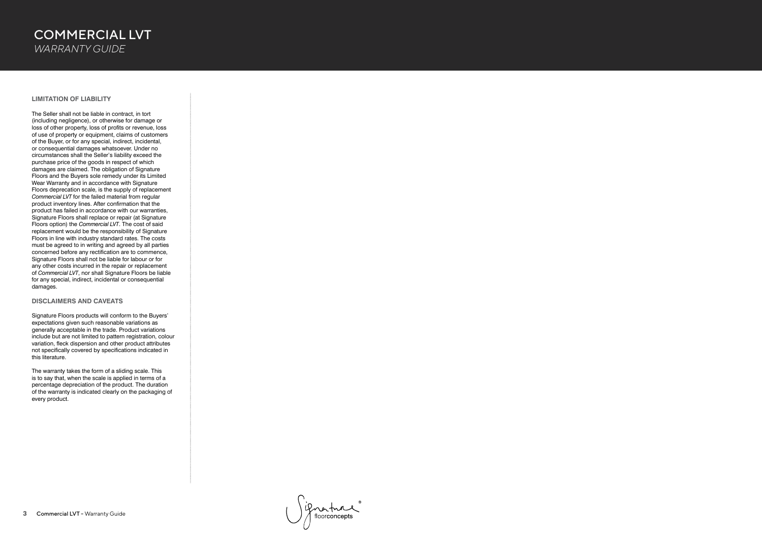# COMMERCIAL LVT

*WARRANTY GUIDE*

## LIMITATION OF LIABILITY

The Seller shall not be liable in contract, in tort (including negligence), or otherwise for damage or loss of other property, loss of profits or revenue, loss of use of property or equipment, claims of customers of the Buyer, or for any special, indirect, incidental, or consequential damages whatsoever. Under no circumstances shall the Seller's liability exceed the purchase price of the goods in respect of which damages are claimed. The obligation of Signature Floors and the Buyers sole remedy under its Limited Wear Warranty and in accordance with Signature Floors deprecation scale, is the supply of replacement *Commercial LVT* for the failed material from regular product inventory lines. After confirmation that the product has failed in accordance with our warranties, Signature Floors shall replace or repair (at Signature Floors option) the *Commercial LVT*. The cost of said replacement would be the responsibility of Signature Floors in line with industry standard rates. The costs must be agreed to in writing and agreed by all parties concerned before any rectification are to commence, Signature Floors shall not be liable for labour or for any other costs incurred in the repair or replacement of *Commercial LVT*, nor shall Signature Floors be liable for any special, indirect, incidental or consequential damages.

## DISCLAIMERS AND CAVEATS

Signature Floors products will conform to the Buyers' expectations given such reasonable variations as generally acceptable in the trade. Product variations include but are not limited to pattern registration, colour variation, fleck dispersion and other product attributes not specifically covered by specifications indicated in this literature.

The warranty takes the form of a sliding scale. This is to say that, when the scale is applied in terms of a percentage depreciation of the product. The duration of the warranty is indicated clearly on the packaging of every product.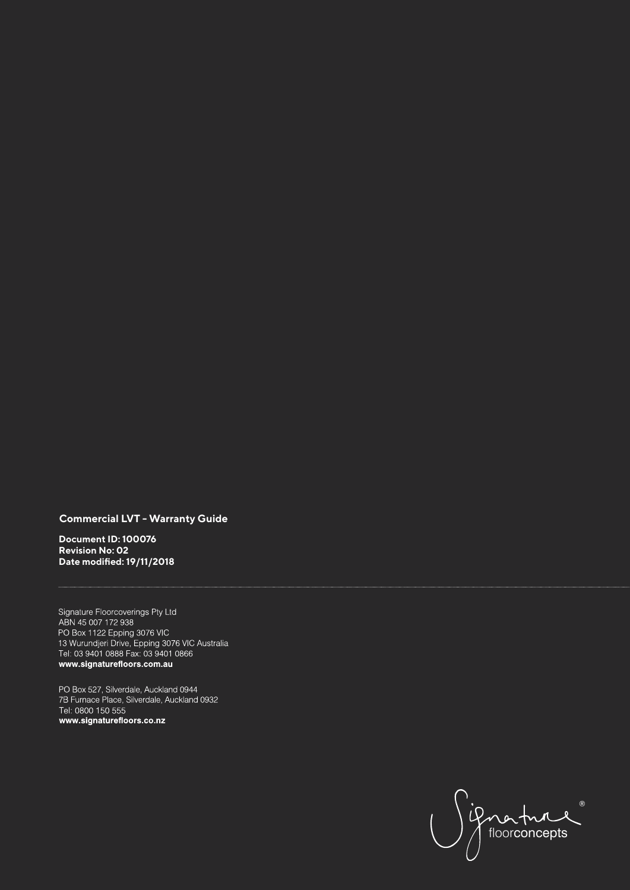**Commercial LVT - Warranty Guide**

**Document ID: 100076**
**Revision No: 02**
**Date modified: 19/11/2018**

---

Signature Floorcoverings Pty Ltd
ABN 45 007 172 938
PO Box 1122 Epping 3076 VIC
13 Wurundjeri Drive, Epping 3076 VIC Australia
Tel: 03 9401 0888 Fax: 03 9401 0866
**www.signaturefloors.com.au**

PO Box 527, Silverdale, Auckland 0944
7B Furnace Place, Silverdale, Auckland 0932
Tel: 0800 150 555
**www.signaturefloors.co.nz**

Signature® floorconcepts